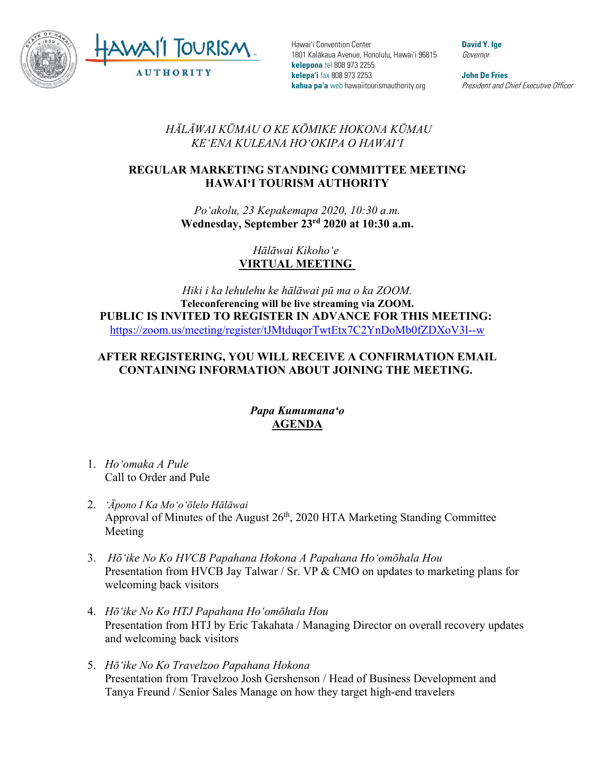Hawai'i Tourism Authority

Hawaiʻi Convention Center
1801 Kalākaua Avenue, Honolulu, Hawaiʻi 96815
**kelepona** tel 808 973 2255
**kelepaʻi** fax 808 973 2253
**kahua paʻa** web hawaiitourismauthority.org

**David Y. Ige**
*Governor*

**John De Fries**
*President and Chief Executive Officer*

*HĀLĀWAI KŪMAU O KE KŌMIKE HOKONA KŪMAU*
*KEʻENA KULEANA HOʻOKIPA O HAWAIʻI*

**REGULAR MARKETING STANDING COMMITTEE MEETING**
**HAWAIʻI TOURISM AUTHORITY**

*Poʻakolu, 23 Kepakemapa 2020, 10:30 a.m.*
**Wednesday, September 23rd 2020 at 10:30 a.m.**

*Hālāwai Kikohoʻe*
**VIRTUAL MEETING**

*Hiki i ka lehulehu ke hālāwai pū ma o ka ZOOM.*
**Teleconferencing will be live streaming via ZOOM.**
**PUBLIC IS INVITED TO REGISTER IN ADVANCE FOR THIS MEETING:**
https://zoom.us/meeting/register/tJMtduqorTwtEtx7C2YnDoMb0fZDXoV3l--w

**AFTER REGISTERING, YOU WILL RECEIVE A CONFIRMATION EMAIL CONTAINING INFORMATION ABOUT JOINING THE MEETING.**

***Papa Kumumanaʻo***
**AGENDA**

1. *Hoʻomaka A Pule*
   Call to Order and Pule

2. *ʻĀpono I Ka Moʻoʻōlelo Hālāwai*
   Approval of Minutes of the August 26th, 2020 HTA Marketing Standing Committee Meeting

3. *Hōʻike No Ko HVCB Papahana Hokona A Papahana Hoʻomōhala Hou*
   Presentation from HVCB Jay Talwar / Sr. VP & CMO on updates to marketing plans for welcoming back visitors

4. *Hōʻike No Ko HTJ Papahana Hoʻomōhala Hou*
   Presentation from HTJ by Eric Takahata / Managing Director on overall recovery updates and welcoming back visitors

5. *Hōʻike No Ko Travelzoo Papahana Hokona*
   Presentation from Travelzoo Josh Gershenson / Head of Business Development and Tanya Freund / Senior Sales Manage on how they target high-end travelers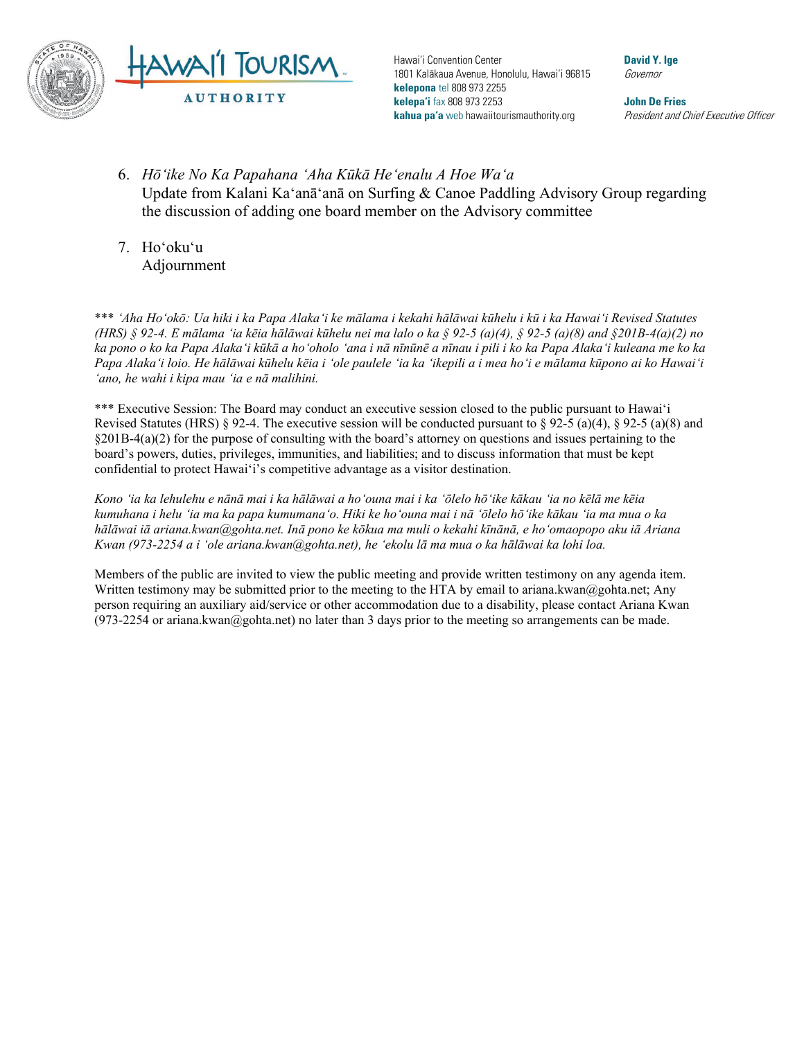6. *Hōʻike No Ka Papahana ʻAha Kūkā Heʻenalu A Hoe Waʻa*
   Update from Kalani Kaʻanāʻanā on Surfing & Canoe Paddling Advisory Group regarding the discussion of adding one board member on the Advisory committee

7. Hoʻokuʻu
   Adjournment

*\*\*\* ʻAha Hoʻokō: Ua hiki i ka Papa Alakaʻi ke mālama i kekahi hālāwai kūhelu i kū i ka Hawaiʻi Revised Statutes (HRS) § 92-4. E mālama ʻia kēia hālāwai kūhelu nei ma lalo o ka § 92-5 (a)(4), § 92-5 (a)(8) and §201B-4(a)(2) no ka pono o ko ka Papa Alakaʻi kūkā a hoʻoholo ʻana i nā nīnūnē a nīnau i pili i ko ka Papa Alakaʻi kuleana me ko ka Papa Alakaʻi loio. He hālāwai kūhelu kēia i ʻole paulele ʻia ka ʻikepili a i mea hoʻi e mālama kūpono ai ko Hawaiʻi ʻano, he wahi i kipa mau ʻia e nā malihini.*

\*\*\* Executive Session: The Board may conduct an executive session closed to the public pursuant to Hawaiʻi Revised Statutes (HRS) § 92-4. The executive session will be conducted pursuant to § 92-5 (a)(4), § 92-5 (a)(8) and §201B-4(a)(2) for the purpose of consulting with the board's attorney on questions and issues pertaining to the board's powers, duties, privileges, immunities, and liabilities; and to discuss information that must be kept confidential to protect Hawaiʻi's competitive advantage as a visitor destination.

*Kono ʻia ka lehulehu e nānā mai i ka hālāwai a hoʻouna mai i ka ʻōlelo hōʻike kākau ʻia no kēlā me kēia kumuhana i helu ʻia ma ka papa kumumanaʻo. Hiki ke hoʻouna mai i nā ʻōlelo hōʻike kākau ʻia ma mua o ka hālāwai iā ariana.kwan@gohta.net. Inā pono ke kōkua ma muli o kekahi kīnānā, e hoʻomaopopo aku iā Ariana Kwan (973-2254 a i ʻole ariana.kwan@gohta.net), he ʻekolu lā ma mua o ka hālāwai ka lohi loa.*

Members of the public are invited to view the public meeting and provide written testimony on any agenda item. Written testimony may be submitted prior to the meeting to the HTA by email to ariana.kwan@gohta.net; Any person requiring an auxiliary aid/service or other accommodation due to a disability, please contact Ariana Kwan (973-2254 or ariana.kwan@gohta.net) no later than 3 days prior to the meeting so arrangements can be made.